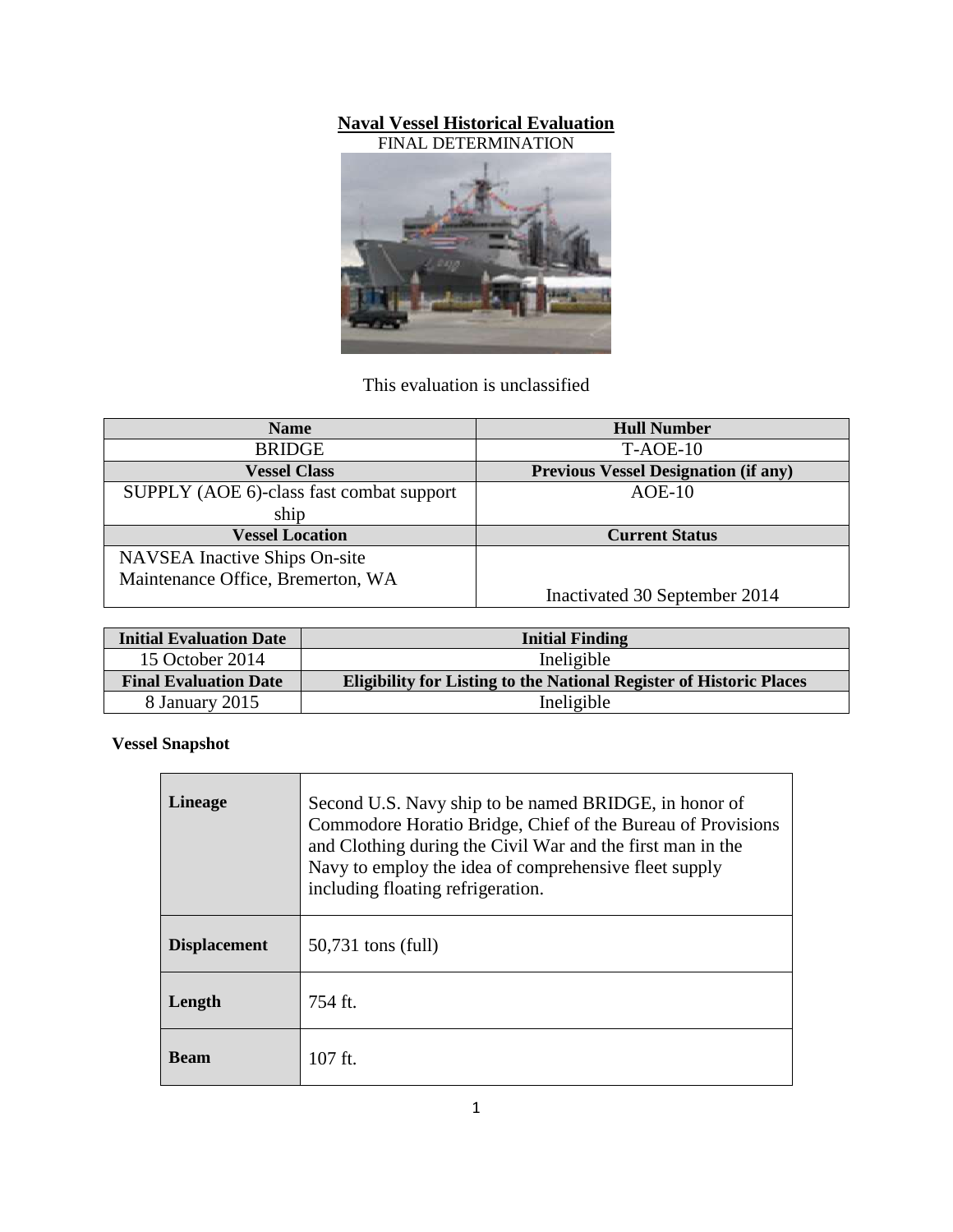# Naval Vessel Historical Evaluation

FINAL DETERMINATION

This evaluation is unclassified

| Name | Hull Number |
|---|---|
| BRIDGE | T-AOE-10 |
| **Vessel Class** | **Previous Vessel Designation (if any)** |
| SUPPLY (AOE 6)-class fast combat support ship | AOE-10 |
| **Vessel Location** | **Current Status** |
| NAVSEA Inactive Ships On-site Maintenance Office, Bremerton, WA | Inactivated 30 September 2014 |

| Initial Evaluation Date | Initial Finding |
|---|---|
| 15 October 2014 | Ineligible |
| **Final Evaluation Date** | **Eligibility for Listing to the National Register of Historic Places** |
| 8 January 2015 | Ineligible |

**Vessel Snapshot**

| | |
|---|---|
| **Lineage** | Second U.S. Navy ship to be named BRIDGE, in honor of Commodore Horatio Bridge, Chief of the Bureau of Provisions and Clothing during the Civil War and the first man in the Navy to employ the idea of comprehensive fleet supply including floating refrigeration. |
| **Displacement** | 50,731 tons (full) |
| **Length** | 754 ft. |
| **Beam** | 107 ft. |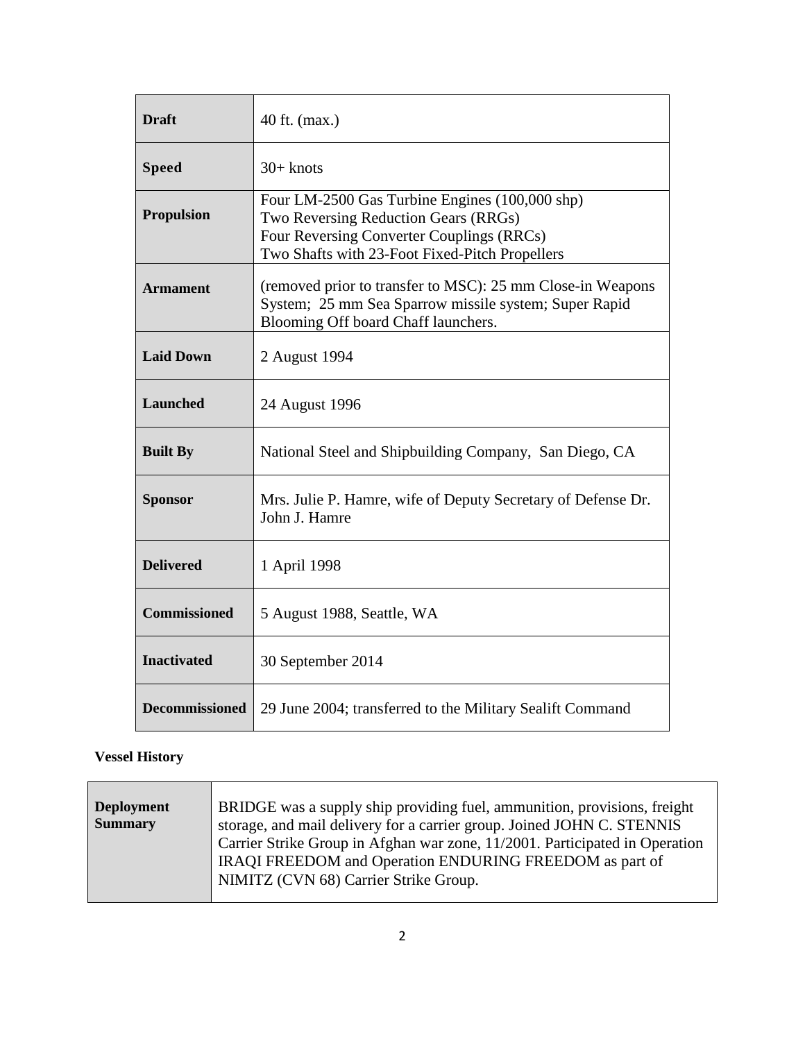| | |
|---|---|
| **Draft** | 40 ft. (max.) |
| **Speed** | 30+ knots |
| **Propulsion** | Four LM-2500 Gas Turbine Engines (100,000 shp)<br>Two Reversing Reduction Gears (RRGs)<br>Four Reversing Converter Couplings (RRCs)<br>Two Shafts with 23-Foot Fixed-Pitch Propellers |
| **Armament** | (removed prior to transfer to MSC): 25 mm Close-in Weapons System; 25 mm Sea Sparrow missile system; Super Rapid Blooming Off board Chaff launchers. |
| **Laid Down** | 2 August 1994 |
| **Launched** | 24 August 1996 |
| **Built By** | National Steel and Shipbuilding Company, San Diego, CA |
| **Sponsor** | Mrs. Julie P. Hamre, wife of Deputy Secretary of Defense Dr. John J. Hamre |
| **Delivered** | 1 April 1998 |
| **Commissioned** | 5 August 1988, Seattle, WA |
| **Inactivated** | 30 September 2014 |
| **Decommissioned** | 29 June 2004; transferred to the Military Sealift Command |

**Vessel History**

| | |
|---|---|
| **Deployment Summary** | BRIDGE was a supply ship providing fuel, ammunition, provisions, freight storage, and mail delivery for a carrier group. Joined JOHN C. STENNIS Carrier Strike Group in Afghan war zone, 11/2001. Participated in Operation IRAQI FREEDOM and Operation ENDURING FREEDOM as part of NIMITZ (CVN 68) Carrier Strike Group. |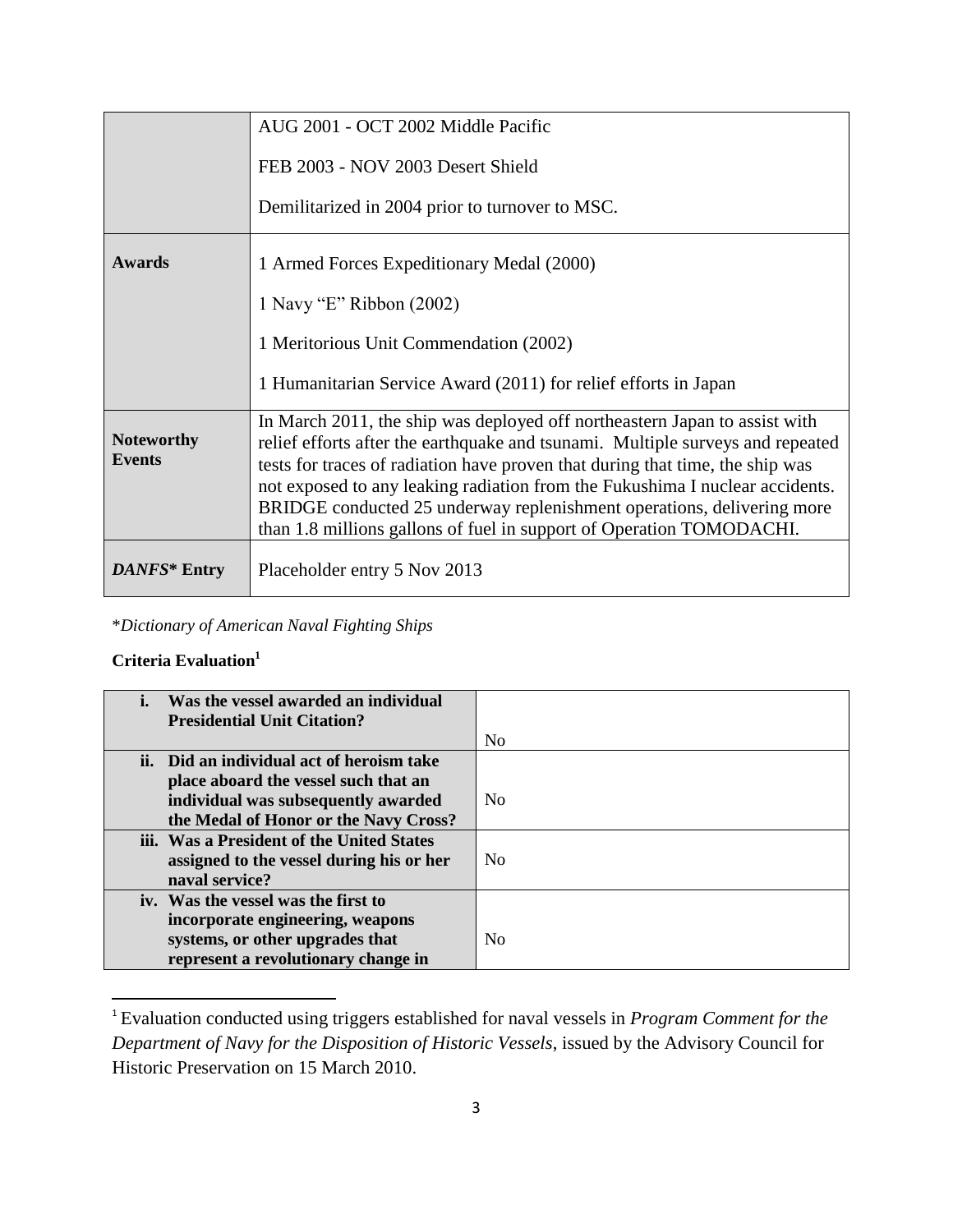| | |
|---|---|
| | AUG 2001 - OCT 2002 Middle Pacific<br><br>FEB 2003 - NOV 2003 Desert Shield<br><br>Demilitarized in 2004 prior to turnover to MSC. |
| **Awards** | 1 Armed Forces Expeditionary Medal (2000)<br><br>1 Navy "E" Ribbon (2002)<br><br>1 Meritorious Unit Commendation (2002)<br><br>1 Humanitarian Service Award (2011) for relief efforts in Japan |
| **Noteworthy Events** | In March 2011, the ship was deployed off northeastern Japan to assist with relief efforts after the earthquake and tsunami. Multiple surveys and repeated tests for traces of radiation have proven that during that time, the ship was not exposed to any leaking radiation from the Fukushima I nuclear accidents. BRIDGE conducted 25 underway replenishment operations, delivering more than 1.8 millions gallons of fuel in support of Operation TOMODACHI. |
| ***DANFS*\* Entry** | Placeholder entry 5 Nov 2013 |

\**Dictionary of American Naval Fighting Ships*

**Criteria Evaluation**[1]

| | |
|---|---|
| **i. Was the vessel awarded an individual Presidential Unit Citation?** | No |
| **ii. Did an individual act of heroism take place aboard the vessel such that an individual was subsequently awarded the Medal of Honor or the Navy Cross?** | No |
| **iii. Was a President of the United States assigned to the vessel during his or her naval service?** | No |
| **iv. Was the vessel was the first to incorporate engineering, weapons systems, or other upgrades that represent a revolutionary change in** | No |

[1] Evaluation conducted using triggers established for naval vessels in *Program Comment for the Department of Navy for the Disposition of Historic Vessels*, issued by the Advisory Council for Historic Preservation on 15 March 2010.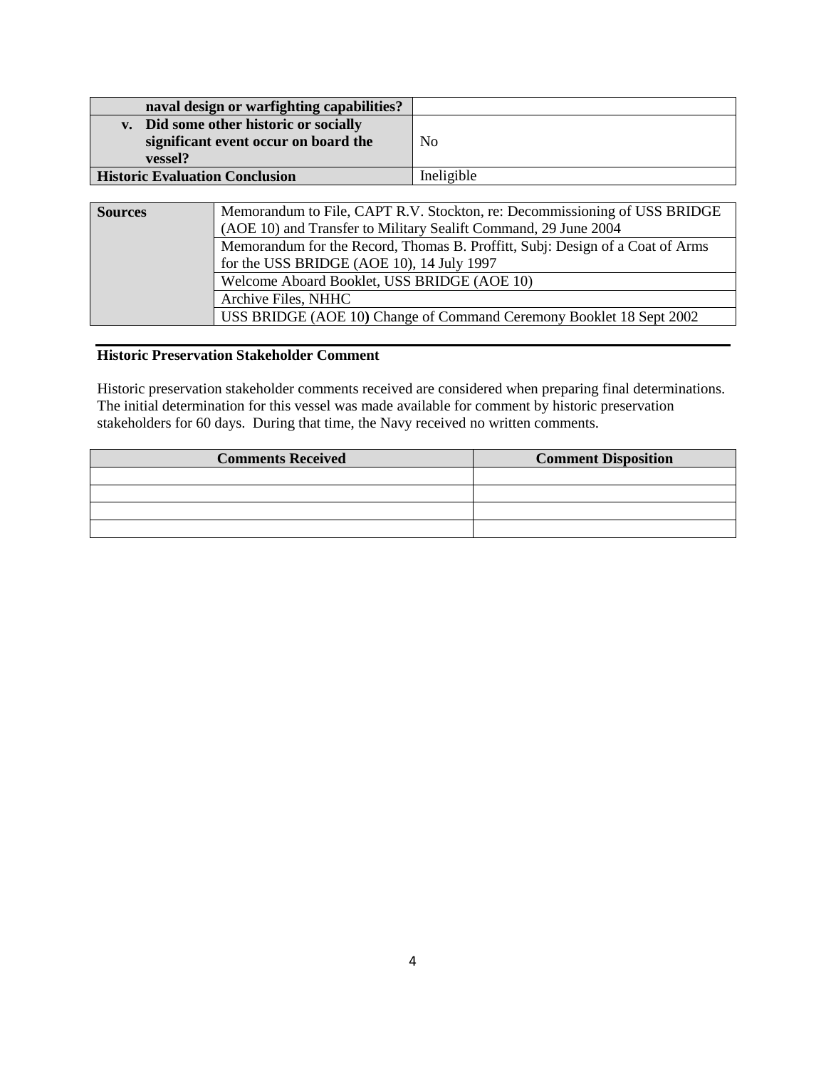| | |
|---|---|
| **naval design or warfighting capabilities?** | |
| **v. Did some other historic or socially significant event occur on board the vessel?** | No |
| **Historic Evaluation Conclusion** | Ineligible |

| | |
|---|---|
| **Sources** | Memorandum to File, CAPT R.V. Stockton, re: Decommissioning of USS BRIDGE (AOE 10) and Transfer to Military Sealift Command, 29 June 2004 |
| | Memorandum for the Record, Thomas B. Proffitt, Subj: Design of a Coat of Arms for the USS BRIDGE (AOE 10), 14 July 1997 |
| | Welcome Aboard Booklet, USS BRIDGE (AOE 10) |
| | Archive Files, NHHC |
| | USS BRIDGE (AOE 10**)** Change of Command Ceremony Booklet 18 Sept 2002 |

## Historic Preservation Stakeholder Comment

Historic preservation stakeholder comments received are considered when preparing final determinations. The initial determination for this vessel was made available for comment by historic preservation stakeholders for 60 days. During that time, the Navy received no written comments.

| Comments Received | Comment Disposition |
|---|---|
| | |
| | |
| | |
| | |